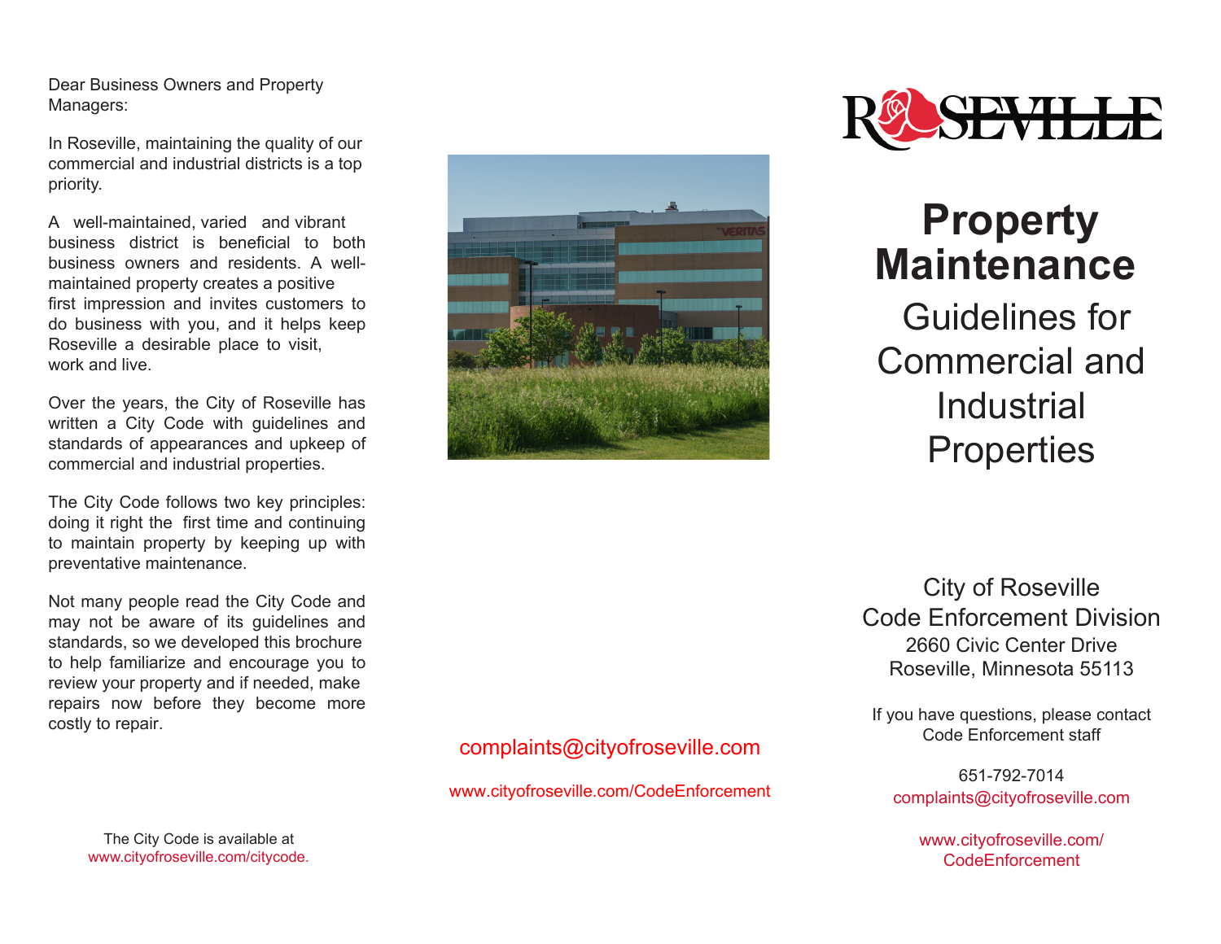Dear Business Owners and Property Managers:

In Roseville, maintaining the quality of our commercial and industrial districts is a top priority.

A well-maintained, varied and vibrant business district is beneficial to both business owners and residents. A well-maintained property creates a positive first impression and invites customers to do business with you, and it helps keep Roseville a desirable place to visit, work and live.

Over the years, the City of Roseville has written a City Code with guidelines and standards of appearances and upkeep of commercial and industrial properties.

The City Code follows two key principles: doing it right the first time and continuing to maintain property by keeping up with preventative maintenance.

Not many people read the City Code and may not be aware of its guidelines and standards, so we developed this brochure to help familiarize and encourage you to review your property and if needed, make repairs now before they become more costly to repair.

The City Code is available at www.cityofroseville.com/citycode.

complaints@cityofroseville.com

www.cityofroseville.com/CodeEnforcement

ROSEVILLE

# Property Maintenance

## Guidelines for Commercial and Industrial Properties

City of Roseville
Code Enforcement Division
2660 Civic Center Drive
Roseville, Minnesota 55113

If you have questions, please contact Code Enforcement staff

651-792-7014
complaints@cityofroseville.com

www.cityofroseville.com/CodeEnforcement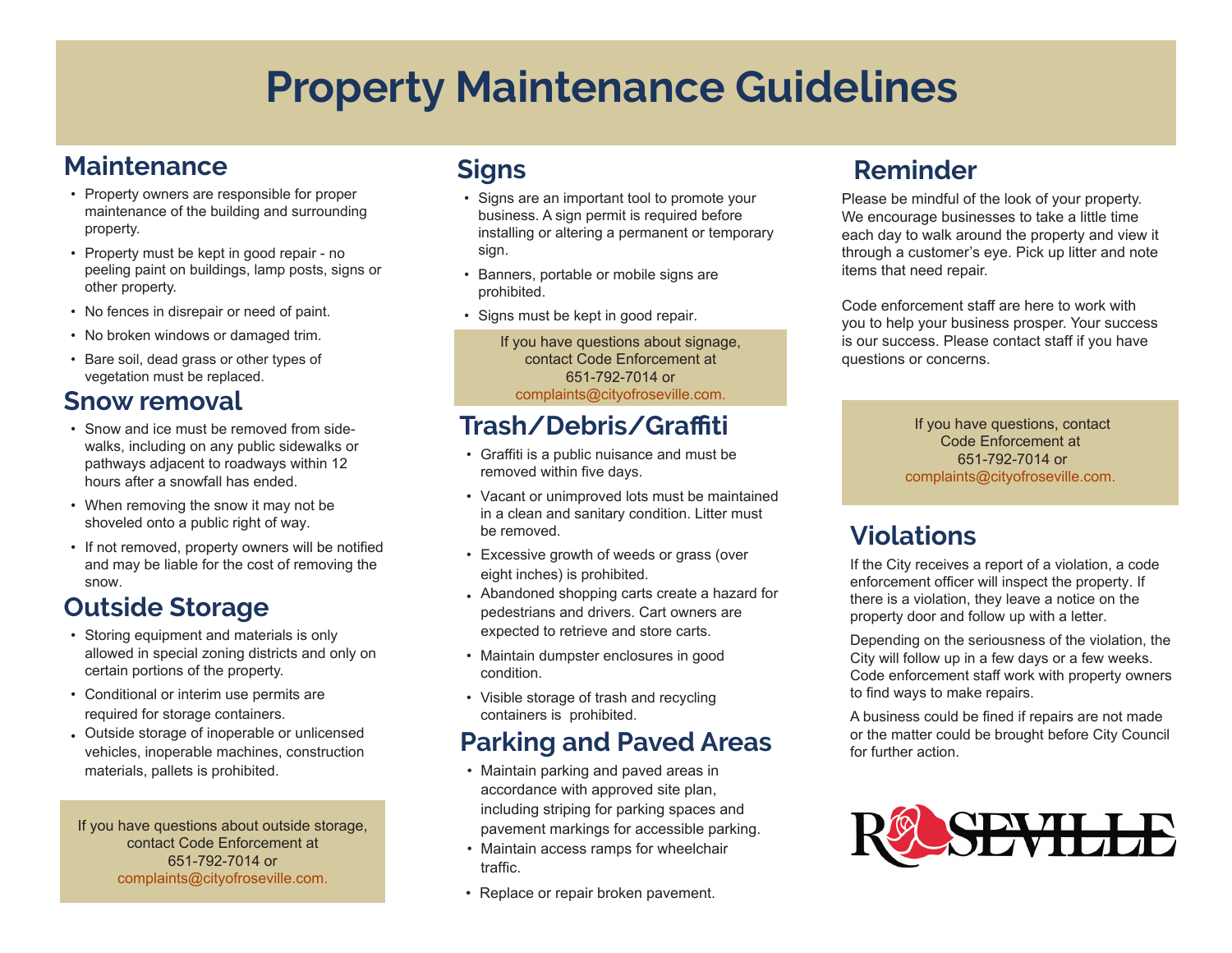# Property Maintenance Guidelines

## Maintenance

- Property owners are responsible for proper maintenance of the building and surrounding property.
- Property must be kept in good repair - no peeling paint on buildings, lamp posts, signs or other property.
- No fences in disrepair or need of paint.
- No broken windows or damaged trim.
- Bare soil, dead grass or other types of vegetation must be replaced.

## Snow removal

- Snow and ice must be removed from sidewalks, including on any public sidewalks or pathways adjacent to roadways within 12 hours after a snowfall has ended.
- When removing the snow it may not be shoveled onto a public right of way.
- If not removed, property owners will be notified and may be liable for the cost of removing the snow.

## Outside Storage

- Storing equipment and materials is only allowed in special zoning districts and only on certain portions of the property.
- Conditional or interim use permits are required for storage containers.
- Outside storage of inoperable or unlicensed vehicles, inoperable machines, construction materials, pallets is prohibited.

If you have questions about outside storage, contact Code Enforcement at 651-792-7014 or complaints@cityofroseville.com.

## Signs

- Signs are an important tool to promote your business. A sign permit is required before installing or altering a permanent or temporary sign.
- Banners, portable or mobile signs are prohibited.
- Signs must be kept in good repair.

If you have questions about signage, contact Code Enforcement at 651-792-7014 or complaints@cityofroseville.com.

## Trash/Debris/Graffiti

- Graffiti is a public nuisance and must be removed within five days.
- Vacant or unimproved lots must be maintained in a clean and sanitary condition. Litter must be removed.
- Excessive growth of weeds or grass (over eight inches) is prohibited.
- Abandoned shopping carts create a hazard for pedestrians and drivers. Cart owners are expected to retrieve and store carts.
- Maintain dumpster enclosures in good condition.
- Visible storage of trash and recycling containers is prohibited.

## Parking and Paved Areas

- Maintain parking and paved areas in accordance with approved site plan, including striping for parking spaces and pavement markings for accessible parking.
- Maintain access ramps for wheelchair traffic.
- Replace or repair broken pavement.

## Reminder

Please be mindful of the look of your property. We encourage businesses to take a little time each day to walk around the property and view it through a customer's eye. Pick up litter and note items that need repair.

Code enforcement staff are here to work with you to help your business prosper. Your success is our success. Please contact staff if you have questions or concerns.

If you have questions, contact Code Enforcement at 651-792-7014 or complaints@cityofroseville.com.

## Violations

If the City receives a report of a violation, a code enforcement officer will inspect the property. If there is a violation, they leave a notice on the property door and follow up with a letter.

Depending on the seriousness of the violation, the City will follow up in a few days or a few weeks. Code enforcement staff work with property owners to find ways to make repairs.

A business could be fined if repairs are not made or the matter could be brought before City Council for further action.

ROSEVILLE